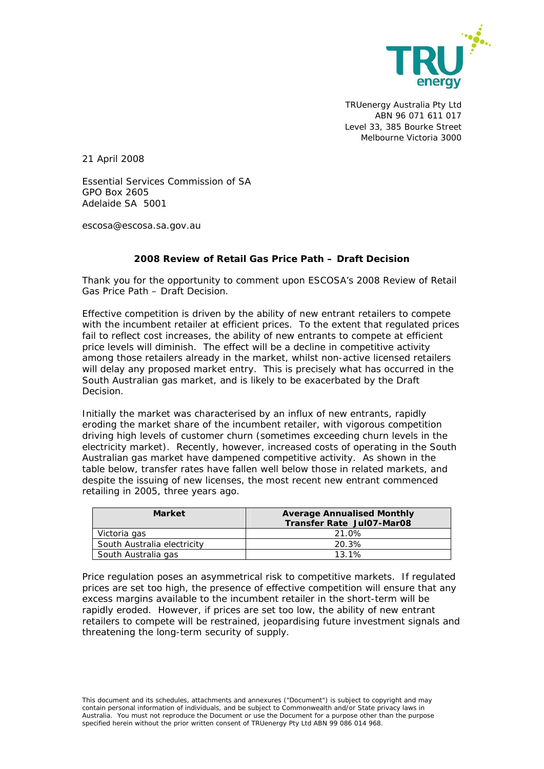TRUenergy Australia Pty Ltd
ABN 96 071 611 017
Level 33, 385 Bourke Street
Melbourne Victoria 3000

21 April 2008

Essential Services Commission of SA
GPO Box 2605
Adelaide SA 5001

escosa@escosa.sa.gov.au

**2008 Review of Retail Gas Price Path – Draft Decision**

Thank you for the opportunity to comment upon ESCOSA's 2008 Review of Retail Gas Price Path – Draft Decision.

Effective competition is driven by the ability of new entrant retailers to compete with the incumbent retailer at efficient prices. To the extent that regulated prices fail to reflect cost increases, the ability of new entrants to compete at efficient price levels will diminish. The effect will be a decline in competitive activity among those retailers already in the market, whilst non-active licensed retailers will delay any proposed market entry. This is precisely what has occurred in the South Australian gas market, and is likely to be exacerbated by the Draft Decision.

Initially the market was characterised by an influx of new entrants, rapidly eroding the market share of the incumbent retailer, with vigorous competition driving high levels of customer churn (sometimes exceeding churn levels in the electricity market). Recently, however, increased costs of operating in the South Australian gas market have dampened competitive activity. As shown in the table below, transfer rates have fallen well below those in related markets, and despite the issuing of new licenses, the most recent new entrant commenced retailing in 2005, three years ago.

| Market | Average Annualised Monthly Transfer Rate Jul07-Mar08 |
|---|---|
| Victoria gas | 21.0% |
| South Australia electricity | 20.3% |
| South Australia gas | 13.1% |

Price regulation poses an asymmetrical risk to competitive markets. If regulated prices are set too high, the presence of effective competition will ensure that any excess margins available to the incumbent retailer in the short-term will be rapidly eroded. However, if prices are set too low, the ability of new entrant retailers to compete will be restrained, jeopardising future investment signals and threatening the long-term security of supply.

This document and its schedules, attachments and annexures ("Document") is subject to copyright and may contain personal information of individuals, and be subject to Commonwealth and/or State privacy laws in Australia. You must not reproduce the Document or use the Document for a purpose other than the purpose specified herein without the prior written consent of TRUenergy Pty Ltd ABN 99 086 014 968.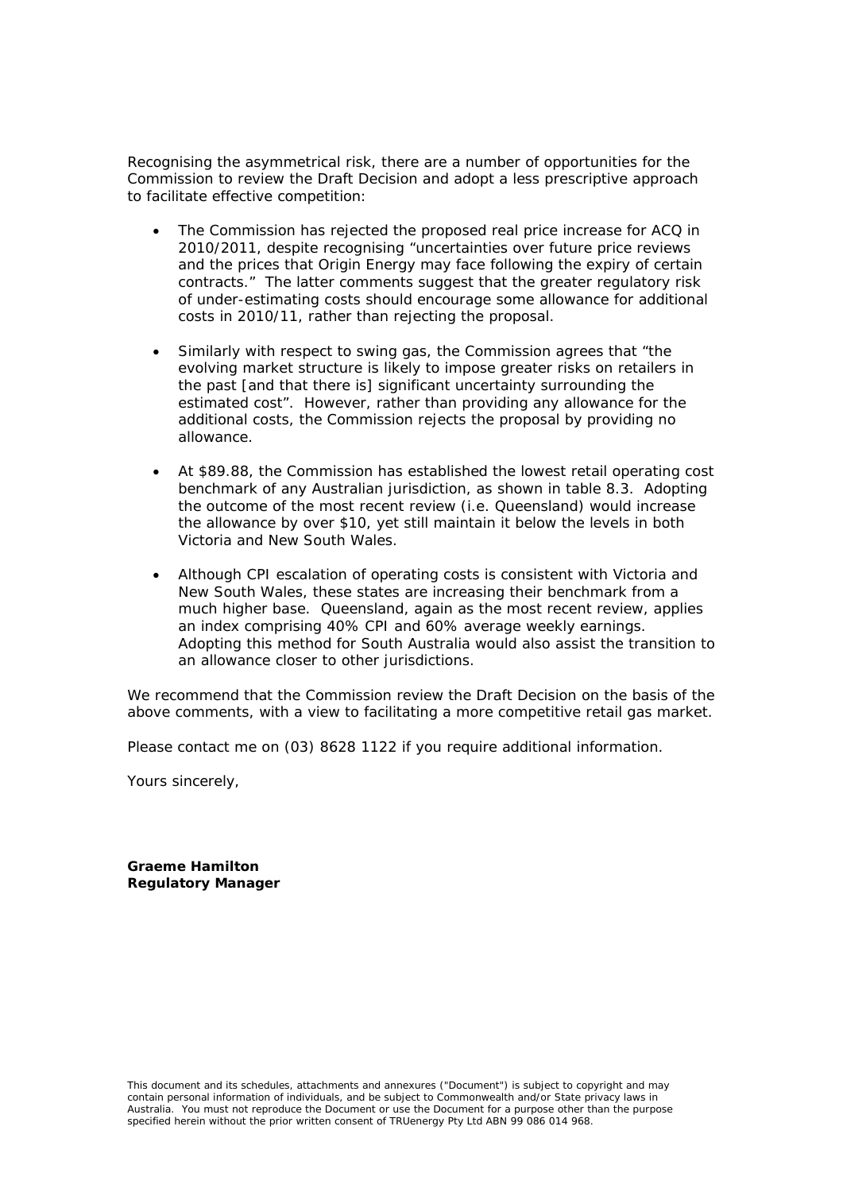Recognising the asymmetrical risk, there are a number of opportunities for the Commission to review the Draft Decision and adopt a less prescriptive approach to facilitate effective competition:

- The Commission has rejected the proposed real price increase for ACQ in 2010/2011, despite recognising "uncertainties over future price reviews and the prices that Origin Energy may face following the expiry of certain contracts." The latter comments suggest that the greater regulatory risk of under-estimating costs should encourage some allowance for additional costs in 2010/11, rather than rejecting the proposal.

- Similarly with respect to swing gas, the Commission agrees that "the evolving market structure is likely to impose greater risks on retailers in the past [and that there is] significant uncertainty surrounding the estimated cost". However, rather than providing any allowance for the additional costs, the Commission rejects the proposal by providing no allowance.

- At $89.88, the Commission has established the lowest retail operating cost benchmark of any Australian jurisdiction, as shown in table 8.3. Adopting the outcome of the most recent review (i.e. Queensland) would increase the allowance by over $10, yet still maintain it below the levels in both Victoria and New South Wales.

- Although CPI escalation of operating costs is consistent with Victoria and New South Wales, these states are increasing their benchmark from a much higher base. Queensland, again as the most recent review, applies an index comprising 40% CPI and 60% average weekly earnings. Adopting this method for South Australia would also assist the transition to an allowance closer to other jurisdictions.

We recommend that the Commission review the Draft Decision on the basis of the above comments, with a view to facilitating a more competitive retail gas market.

Please contact me on (03) 8628 1122 if you require additional information.

Yours sincerely,

**Graeme Hamilton**
**Regulatory Manager**

This document and its schedules, attachments and annexures ("Document") is subject to copyright and may contain personal information of individuals, and be subject to Commonwealth and/or State privacy laws in Australia. You must not reproduce the Document or use the Document for a purpose other than the purpose specified herein without the prior written consent of TRUenergy Pty Ltd ABN 99 086 014 968.